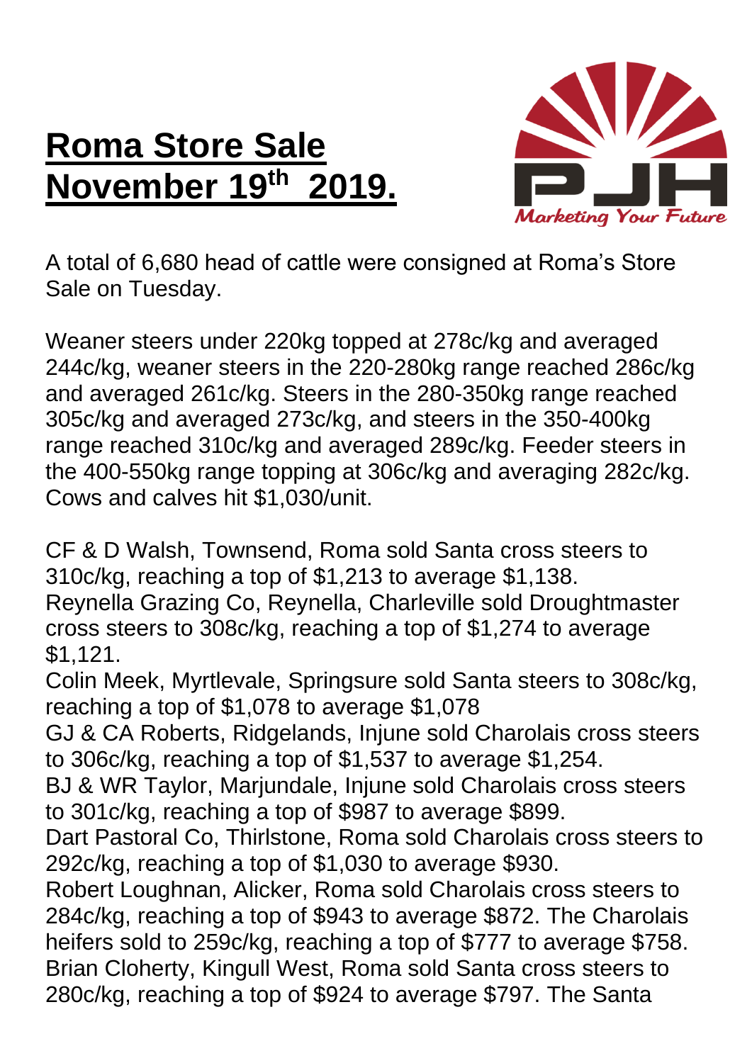# Roma Store Sale November 19th 2019.

PJH
*Marketing Your Future*

A total of 6,680 head of cattle were consigned at Roma's Store Sale on Tuesday.

Weaner steers under 220kg topped at 278c/kg and averaged 244c/kg, weaner steers in the 220-280kg range reached 286c/kg and averaged 261c/kg. Steers in the 280-350kg range reached 305c/kg and averaged 273c/kg, and steers in the 350-400kg range reached 310c/kg and averaged 289c/kg. Feeder steers in the 400-550kg range topping at 306c/kg and averaging 282c/kg. Cows and calves hit $1,030/unit.

CF & D Walsh, Townsend, Roma sold Santa cross steers to 310c/kg, reaching a top of $1,213 to average $1,138.
Reynella Grazing Co, Reynella, Charleville sold Droughtmaster cross steers to 308c/kg, reaching a top of $1,274 to average $1,121.
Colin Meek, Myrtlevale, Springsure sold Santa steers to 308c/kg, reaching a top of $1,078 to average $1,078
GJ & CA Roberts, Ridgelands, Injune sold Charolais cross steers to 306c/kg, reaching a top of $1,537 to average $1,254.
BJ & WR Taylor, Marjundale, Injune sold Charolais cross steers to 301c/kg, reaching a top of $987 to average $899.
Dart Pastoral Co, Thirlstone, Roma sold Charolais cross steers to 292c/kg, reaching a top of $1,030 to average $930.
Robert Loughnan, Alicker, Roma sold Charolais cross steers to 284c/kg, reaching a top of $943 to average $872. The Charolais heifers sold to 259c/kg, reaching a top of $777 to average $758.
Brian Cloherty, Kingull West, Roma sold Santa cross steers to 280c/kg, reaching a top of $924 to average $797. The Santa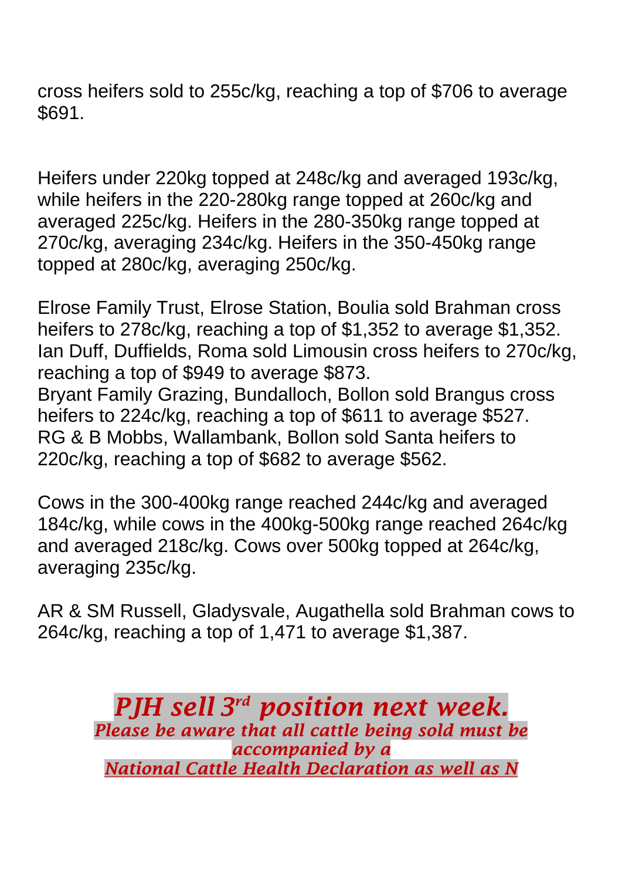cross heifers sold to 255c/kg, reaching a top of $706 to average $691.

Heifers under 220kg topped at 248c/kg and averaged 193c/kg, while heifers in the 220-280kg range topped at 260c/kg and averaged 225c/kg. Heifers in the 280-350kg range topped at 270c/kg, averaging 234c/kg. Heifers in the 350-450kg range topped at 280c/kg, averaging 250c/kg.

Elrose Family Trust, Elrose Station, Boulia sold Brahman cross heifers to 278c/kg, reaching a top of $1,352 to average $1,352.
Ian Duff, Duffields, Roma sold Limousin cross heifers to 270c/kg, reaching a top of $949 to average $873.
Bryant Family Grazing, Bundalloch, Bollon sold Brangus cross heifers to 224c/kg, reaching a top of $611 to average $527.
RG & B Mobbs, Wallambank, Bollon sold Santa heifers to 220c/kg, reaching a top of $682 to average $562.

Cows in the 300-400kg range reached 244c/kg and averaged 184c/kg, while cows in the 400kg-500kg range reached 264c/kg and averaged 218c/kg. Cows over 500kg topped at 264c/kg, averaging 235c/kg.

AR & SM Russell, Gladysvale, Augathella sold Brahman cows to 264c/kg, reaching a top of 1,471 to average $1,387.

***PJH sell 3rd position next week.***

***Please be aware that all cattle being sold must be accompanied by a***
***National Cattle Health Declaration as well as N***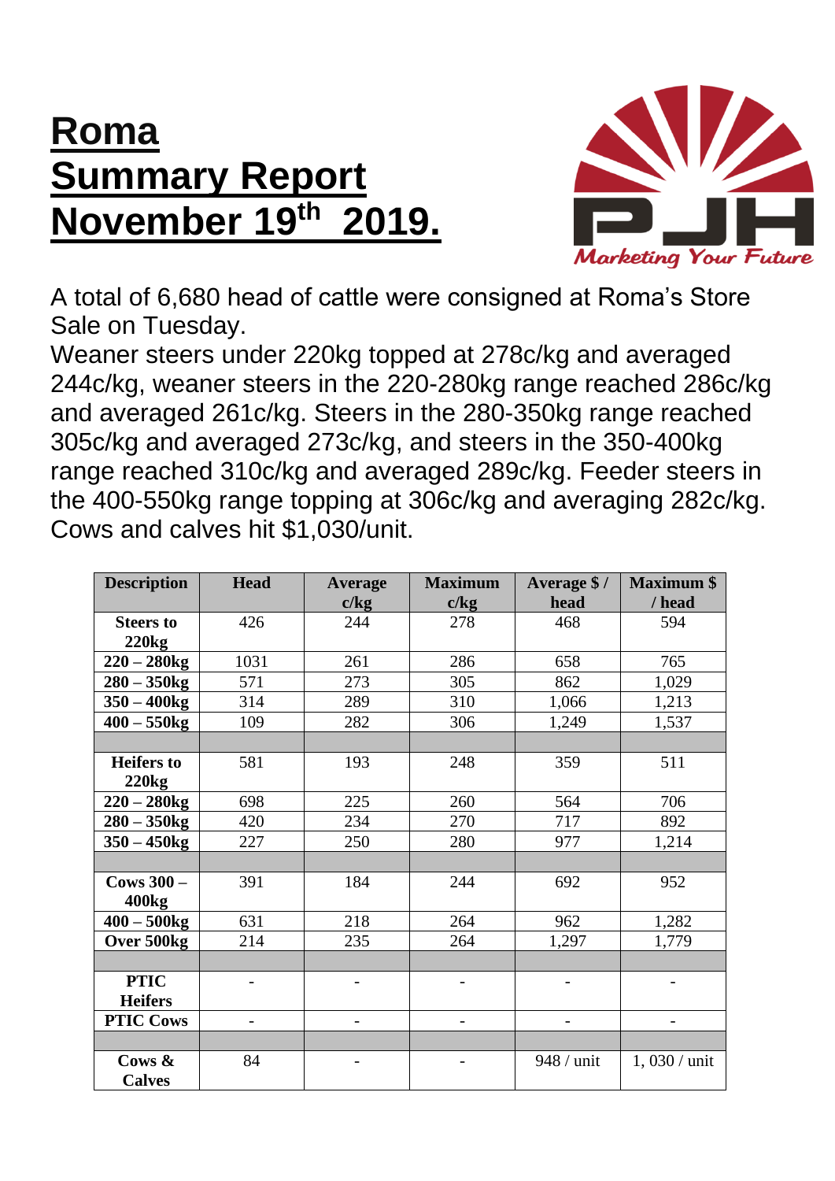# Roma Summary Report November 19th 2019.

Marketing Your Future

A total of 6,680 head of cattle were consigned at Roma's Store Sale on Tuesday.

Weaner steers under 220kg topped at 278c/kg and averaged 244c/kg, weaner steers in the 220-280kg range reached 286c/kg and averaged 261c/kg. Steers in the 280-350kg range reached 305c/kg and averaged 273c/kg, and steers in the 350-400kg range reached 310c/kg and averaged 289c/kg. Feeder steers in the 400-550kg range topping at 306c/kg and averaging 282c/kg. Cows and calves hit $1,030/unit.

| Description | Head | Average c/kg | Maximum c/kg | Average $ / head | Maximum $ / head |
|---|---|---|---|---|---|
| **Steers to 220kg** | 426 | 244 | 278 | 468 | 594 |
| **220 – 280kg** | 1031 | 261 | 286 | 658 | 765 |
| **280 – 350kg** | 571 | 273 | 305 | 862 | 1,029 |
| **350 – 400kg** | 314 | 289 | 310 | 1,066 | 1,213 |
| **400 – 550kg** | 109 | 282 | 306 | 1,249 | 1,537 |
| | | | | | |
| **Heifers to 220kg** | 581 | 193 | 248 | 359 | 511 |
| **220 – 280kg** | 698 | 225 | 260 | 564 | 706 |
| **280 – 350kg** | 420 | 234 | 270 | 717 | 892 |
| **350 – 450kg** | 227 | 250 | 280 | 977 | 1,214 |
| | | | | | |
| **Cows 300 – 400kg** | 391 | 184 | 244 | 692 | 952 |
| **400 – 500kg** | 631 | 218 | 264 | 962 | 1,282 |
| **Over 500kg** | 214 | 235 | 264 | 1,297 | 1,779 |
| | | | | | |
| **PTIC Heifers** | - | - | - | - | - |
| **PTIC Cows** | - | - | - | - | - |
| | | | | | |
| **Cows & Calves** | 84 | - | - | 948 / unit | 1, 030 / unit |